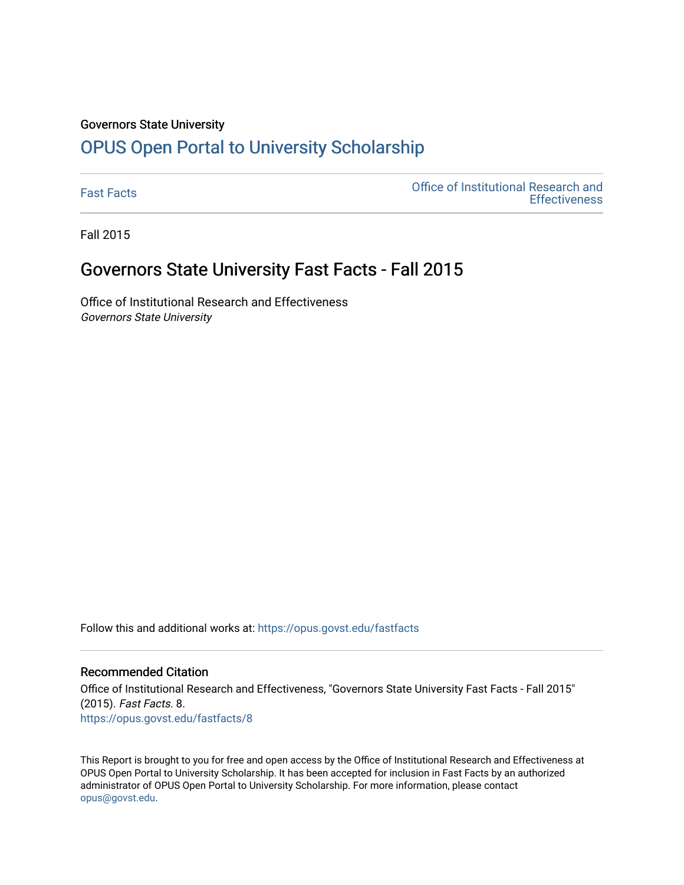Governors State University

# OPUS Open Portal to University Scholarship

Fast Facts

Office of Institutional Research and Effectiveness

Fall 2015

## Governors State University Fast Facts - Fall 2015

Office of Institutional Research and Effectiveness
*Governors State University*

Follow this and additional works at: https://opus.govst.edu/fastfacts

### Recommended Citation

Office of Institutional Research and Effectiveness, "Governors State University Fast Facts - Fall 2015" (2015). *Fast Facts*. 8.
https://opus.govst.edu/fastfacts/8

This Report is brought to you for free and open access by the Office of Institutional Research and Effectiveness at OPUS Open Portal to University Scholarship. It has been accepted for inclusion in Fast Facts by an authorized administrator of OPUS Open Portal to University Scholarship. For more information, please contact opus@govst.edu.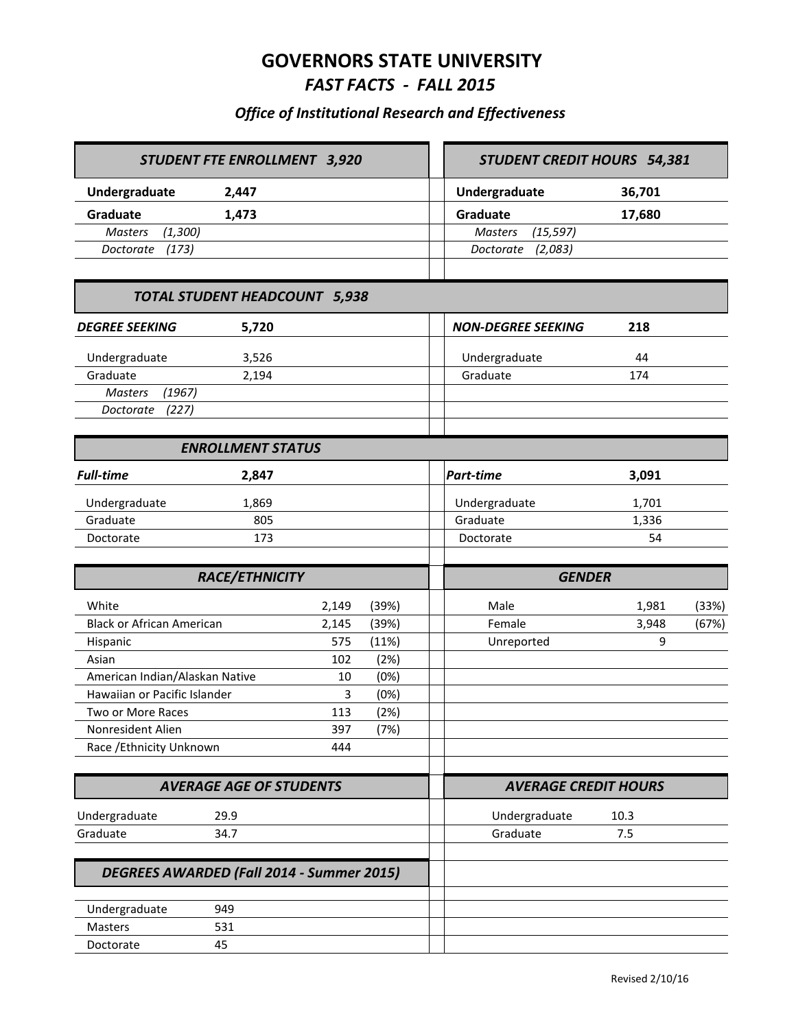# GOVERNORS STATE UNIVERSITY

## *FAST FACTS - FALL 2015*

### *Office of Institutional Research and Effectiveness*

| ***STUDENT FTE ENROLLMENT 3,920*** | |
|---|---|
| **Undergraduate** | **2,447** |
| **Graduate** | **1,473** |
| *Masters (1,300)* | |
| *Doctorate (173)* | |

| ***STUDENT CREDIT HOURS 54,381*** | |
|---|---|
| **Undergraduate** | **36,701** |
| **Graduate** | **17,680** |
| *Masters (15,597)* | |
| *Doctorate (2,083)* | |

## *TOTAL STUDENT HEADCOUNT 5,938*

| ***DEGREE SEEKING*** | **5,720** |
|---|---|
| Undergraduate | 3,526 |
| Graduate | 2,194 |
| *Masters (1967)* | |
| *Doctorate (227)* | |

| ***NON-DEGREE SEEKING*** | **218** |
|---|---|
| Undergraduate | 44 |
| Graduate | 174 |

## *ENROLLMENT STATUS*

| ***Full-time*** | **2,847** |
|---|---|
| Undergraduate | 1,869 |
| Graduate | 805 |
| Doctorate | 173 |

| ***Part-time*** | **3,091** |
|---|---|
| Undergraduate | 1,701 |
| Graduate | 1,336 |
| Doctorate | 54 |

| ***RACE/ETHNICITY*** | | |
|---|---|---|
| White | 2,149 | (39%) |
| Black or African American | 2,145 | (39%) |
| Hispanic | 575 | (11%) |
| Asian | 102 | (2%) |
| American Indian/Alaskan Native | 10 | (0%) |
| Hawaiian or Pacific Islander | 3 | (0%) |
| Two or More Races | 113 | (2%) |
| Nonresident Alien | 397 | (7%) |
| Race /Ethnicity Unknown | 444 | |

| ***GENDER*** | | |
|---|---|---|
| Male | 1,981 | (33%) |
| Female | 3,948 | (67%) |
| Unreported | 9 | |

| ***AVERAGE AGE OF STUDENTS*** | |
|---|---|
| Undergraduate | 29.9 |
| Graduate | 34.7 |

| ***AVERAGE CREDIT HOURS*** | |
|---|---|
| Undergraduate | 10.3 |
| Graduate | 7.5 |

| ***DEGREES AWARDED (Fall 2014 - Summer 2015)*** | |
|---|---|
| Undergraduate | 949 |
| Masters | 531 |
| Doctorate | 45 |

Revised 2/10/16